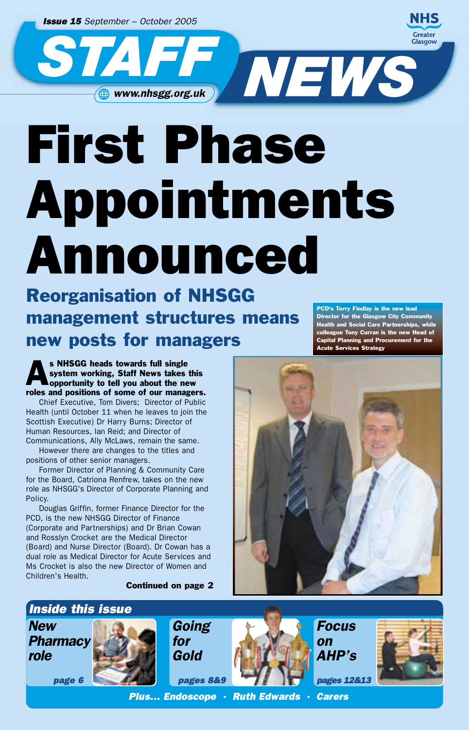*Issue 15* September – October 2005

# STAFF NEWS

www.nhsgg.org.uk

NHS Greater Glasgow

# First Phase Appointments Announced

## Reorganisation of NHSGG management structures means new posts for managers

PCD's Terry Findlay is the new lead Director for the Glasgow City Community Health and Social Care Partnerships, while colleague Tony Curran is the new Head of Capital Planning and Procurement for the Acute Services Strategy

**As NHSGG heads towards full single system working, Staff News takes this opportunity to tell you about the new roles and positions of some of our managers.**

Chief Executive, Tom Divers; Director of Public Health (until October 11 when he leaves to join the Scottish Executive) Dr Harry Burns; Director of Human Resources, Ian Reid; and Director of Communications, Ally McLaws, remain the same.

However there are changes to the titles and positions of other senior managers.

Former Director of Planning & Community Care for the Board, Catriona Renfrew, takes on the new role as NHSGG's Director of Corporate Planning and Policy.

Douglas Griffin, former Finance Director for the PCD, is the new NHSGG Director of Finance (Corporate and Partnerships) and Dr Brian Cowan and Rosslyn Crocket are the Medical Director (Board) and Nurse Director (Board). Dr Cowan has a dual role as Medical Director for Acute Services and Ms Crocket is also the new Director of Women and Children's Health.

**Continued on page 2**

## Inside this issue

*New Pharmacy role* – page 6

*Going for Gold* – pages 8&9

*Focus on AHP's* – pages 12&13

*Plus... Endoscope · Ruth Edwards · Carers*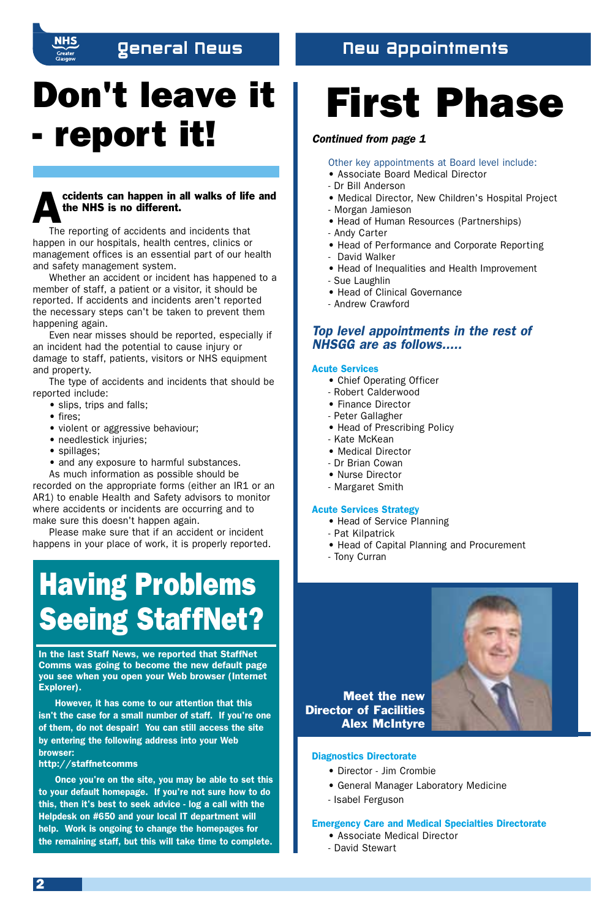## General News

# Don't leave it - report it!

**Accidents can happen in all walks of life and the NHS is no different.**

The reporting of accidents and incidents that happen in our hospitals, health centres, clinics or management offices is an essential part of our health and safety management system.

Whether an accident or incident has happened to a member of staff, a patient or a visitor, it should be reported. If accidents and incidents aren't reported the necessary steps can't be taken to prevent them happening again.

Even near misses should be reported, especially if an incident had the potential to cause injury or damage to staff, patients, visitors or NHS equipment and property.

The type of accidents and incidents that should be reported include:

- slips, trips and falls;
- fires;
- violent or aggressive behaviour;
- needlestick injuries;
- spillages;
- and any exposure to harmful substances.

As much information as possible should be recorded on the appropriate forms (either an IR1 or an AR1) to enable Health and Safety advisors to monitor where accidents or incidents are occurring and to make sure this doesn't happen again.

Please make sure that if an accident or incident happens in your place of work, it is properly reported.

# Having Problems Seeing StaffNet?

**In the last Staff News, we reported that StaffNet Comms was going to become the new default page you see when you open your Web browser (Internet Explorer).**

**However, it has come to our attention that this isn't the case for a small number of staff. If you're one of them, do not despair! You can still access the site by entering the following address into your Web browser:**
**http://staffnetcomms**

**Once you're on the site, you may be able to set this to your default homepage. If you're not sure how to do this, then it's best to seek advice - log a call with the Helpdesk on #650 and your local IT department will help. Work is ongoing to change the homepages for the remaining staff, but this will take time to complete.**

## New Appointments

# First Phase

***Continued from page 1***

Other key appointments at Board level include:

- Associate Board Medical Director - Dr Bill Anderson
- Medical Director, New Children's Hospital Project - Morgan Jamieson
- Head of Human Resources (Partnerships) - Andy Carter
- Head of Performance and Corporate Reporting - David Walker
- Head of Inequalities and Health Improvement - Sue Laughlin
- Head of Clinical Governance - Andrew Crawford

### *Top level appointments in the rest of NHSGG are as follows.....*

**Acute Services**

- Chief Operating Officer - Robert Calderwood
- Finance Director - Peter Gallagher
- Head of Prescribing Policy - Kate McKean
- Medical Director - Dr Brian Cowan
- Nurse Director - Margaret Smith

**Acute Services Strategy**

- Head of Service Planning - Pat Kilpatrick
- Head of Capital Planning and Procurement - Tony Curran

**Meet the new Director of Facilities Alex McIntyre**

**Diagnostics Directorate**

- Director - Jim Crombie
- General Manager Laboratory Medicine - Isabel Ferguson

**Emergency Care and Medical Specialties Directorate**

- Associate Medical Director - David Stewart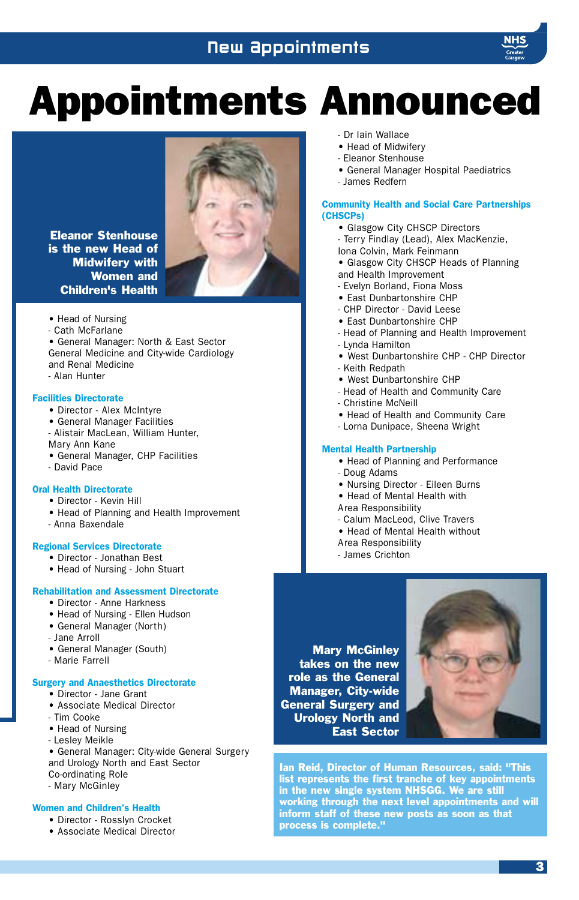# Appointments Announced

**Eleanor Stenhouse is the new Head of Midwifery with Women and Children's Health**

- Head of Nursing
- Cath McFarlane
- General Manager: North & East Sector General Medicine and City-wide Cardiology and Renal Medicine
- Alan Hunter

### Facilities Directorate

- Director - Alex McIntyre
- General Manager Facilities
- Alistair MacLean, William Hunter, Mary Ann Kane
- General Manager, CHP Facilities
- David Pace

### Oral Health Directorate

- Director - Kevin Hill
- Head of Planning and Health Improvement
- Anna Baxendale

### Regional Services Directorate

- Director - Jonathan Best
- Head of Nursing - John Stuart

### Rehabilitation and Assessment Directorate

- Director - Anne Harkness
- Head of Nursing - Ellen Hudson
- General Manager (North)
- Jane Arroll
- General Manager (South)
- Marie Farrell

### Surgery and Anaesthetics Directorate

- Director - Jane Grant
- Associate Medical Director
- Tim Cooke
- Head of Nursing
- Lesley Meikle
- General Manager: City-wide General Surgery and Urology North and East Sector Co-ordinating Role
- Mary McGinley

### Women and Children's Health

- Director - Rosslyn Crocket
- Associate Medical Director
- Dr Iain Wallace
- Head of Midwifery
- Eleanor Stenhouse
- General Manager Hospital Paediatrics
- James Redfern

### Community Health and Social Care Partnerships (CHSCPs)

- Glasgow City CHSCP Directors
- Terry Findlay (Lead), Alex MacKenzie, Iona Colvin, Mark Feinmann
- Glasgow City CHSCP Heads of Planning and Health Improvement
- Evelyn Borland, Fiona Moss
- East Dunbartonshire CHP
- CHP Director - David Leese
- East Dunbartonshire CHP
- Head of Planning and Health Improvement
- Lynda Hamilton
- West Dunbartonshire CHP - CHP Director
- Keith Redpath
- West Dunbartonshire CHP
- Head of Health and Community Care
- Christine McNeill
- Head of Health and Community Care
- Lorna Dunipace, Sheena Wright

### Mental Health Partnership

- Head of Planning and Performance
- Doug Adams
- Nursing Director - Eileen Burns
- Head of Mental Health with Area Responsibility
- Calum MacLeod, Clive Travers
- Head of Mental Health without Area Responsibility
- James Crichton

**Mary McGinley takes on the new role as the General Manager, City-wide General Surgery and Urology North and East Sector**

**Ian Reid, Director of Human Resources, said: "This list represents the first tranche of key appointments in the new single system NHSGG. We are still working through the next level appointments and will inform staff of these new posts as soon as that process is complete."**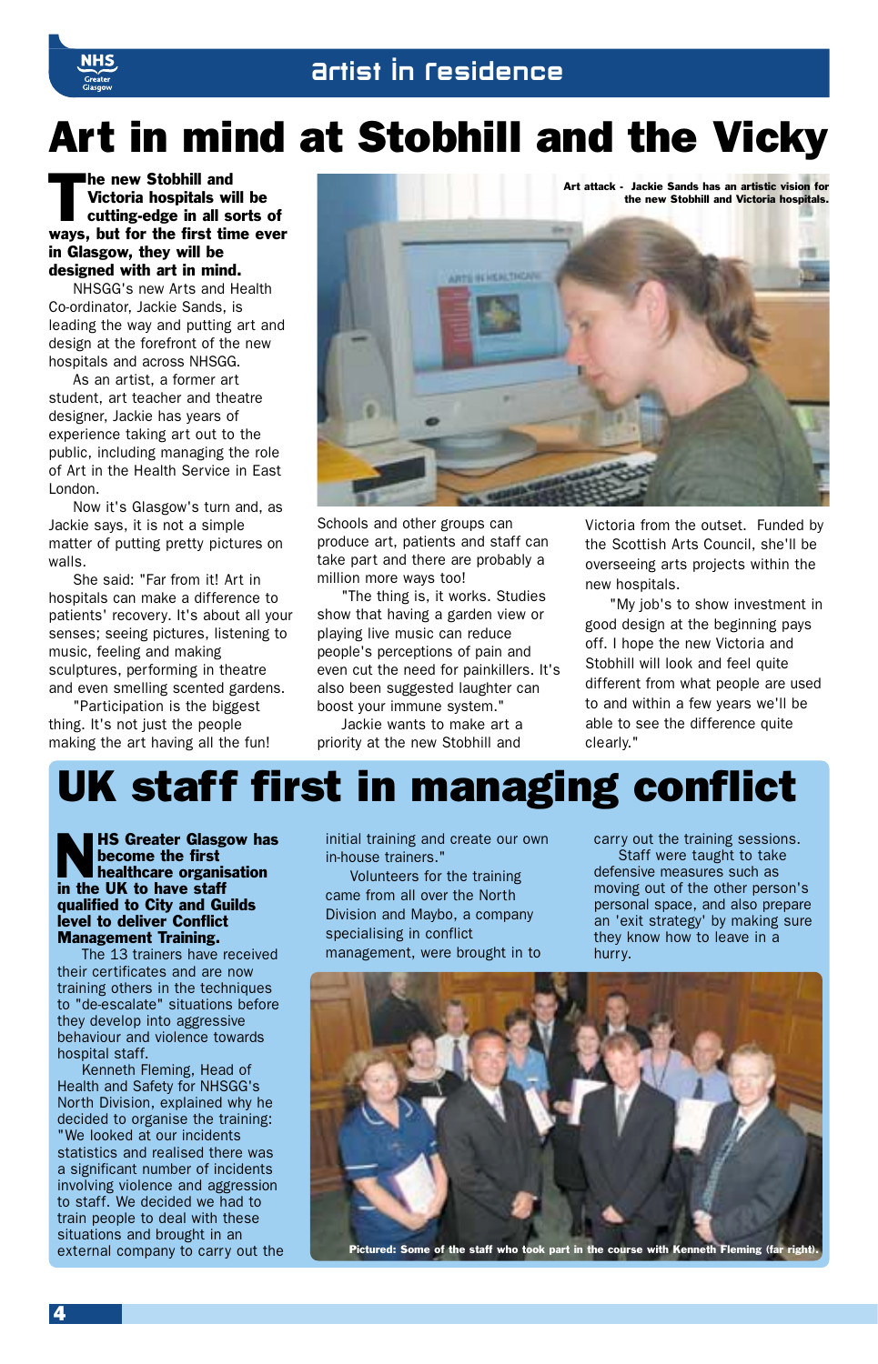# Art in mind at Stobhill and the Vicky

**The new Stobhill and Victoria hospitals will be cutting-edge in all sorts of ways, but for the first time ever in Glasgow, they will be designed with art in mind.**

NHSGG's new Arts and Health Co-ordinator, Jackie Sands, is leading the way and putting art and design at the forefront of the new hospitals and across NHSGG.

As an artist, a former art student, art teacher and theatre designer, Jackie has years of experience taking art out to the public, including managing the role of Art in the Health Service in East London.

Now it's Glasgow's turn and, as Jackie says, it is not a simple matter of putting pretty pictures on walls.

She said: "Far from it! Art in hospitals can make a difference to patients' recovery. It's about all your senses; seeing pictures, listening to music, feeling and making sculptures, performing in theatre and even smelling scented gardens.

"Participation is the biggest thing. It's not just the people making the art having all the fun!

**Art attack - Jackie Sands has an artistic vision for the new Stobhill and Victoria hospitals.**

Schools and other groups can produce art, patients and staff can take part and there are probably a million more ways too!

"The thing is, it works. Studies show that having a garden view or playing live music can reduce people's perceptions of pain and even cut the need for painkillers. It's also been suggested laughter can boost your immune system."

Jackie wants to make art a priority at the new Stobhill and Victoria from the outset. Funded by the Scottish Arts Council, she'll be overseeing arts projects within the new hospitals.

"My job's to show investment in good design at the beginning pays off. I hope the new Victoria and Stobhill will look and feel quite different from what people are used to and within a few years we'll be able to see the difference quite clearly."

# UK staff first in managing conflict

**NHS Greater Glasgow has become the first healthcare organisation in the UK to have staff qualified to City and Guilds level to deliver Conflict Management Training.**

The 13 trainers have received their certificates and are now training others in the techniques to "de-escalate" situations before they develop into aggressive behaviour and violence towards hospital staff.

Kenneth Fleming, Head of Health and Safety for NHSGG's North Division, explained why he decided to organise the training: "We looked at our incidents statistics and realised there was a significant number of incidents involving violence and aggression to staff. We decided we had to train people to deal with these situations and brought in an external company to carry out the initial training and create our own in-house trainers."

Volunteers for the training came from all over the North Division and Maybo, a company specialising in conflict management, were brought in to carry out the training sessions.

Staff were taught to take defensive measures such as moving out of the other person's personal space, and also prepare an 'exit strategy' by making sure they know how to leave in a hurry.

**Pictured: Some of the staff who took part in the course with Kenneth Fleming (far right).**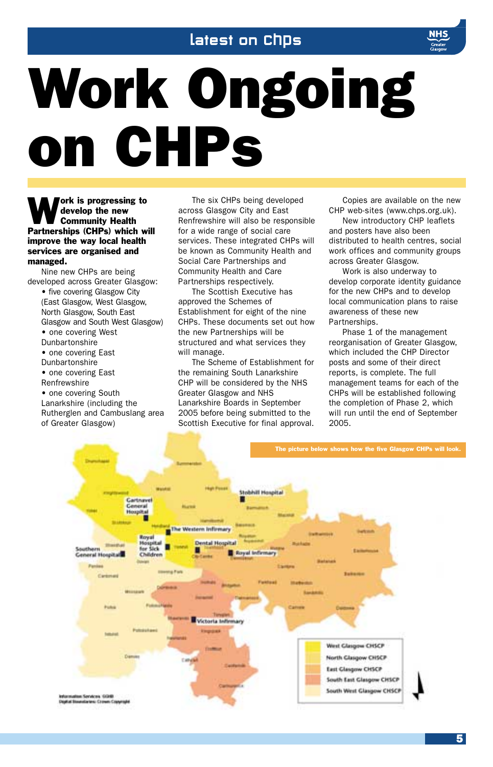# Work Ongoing on CHPs

**Work is progressing to develop the new Community Health Partnerships (CHPs) which will improve the way local health services are organised and managed.**

Nine new CHPs are being developed across Greater Glasgow:

- five covering Glasgow City (East Glasgow, West Glasgow, North Glasgow, South East Glasgow and South West Glasgow)
- one covering West Dunbartonshire
- one covering East Dunbartonshire
- one covering East Renfrewshire
- one covering South Lanarkshire (including the Rutherglen and Cambuslang area of Greater Glasgow)

The six CHPs being developed across Glasgow City and East Renfrewshire will also be responsible for a wide range of social care services. These integrated CHPs will be known as Community Health and Social Care Partnerships and Community Health and Care Partnerships respectively.

The Scottish Executive has approved the Schemes of Establishment for eight of the nine CHPs. These documents set out how the new Partnerships will be structured and what services they will manage.

The Scheme of Establishment for the remaining South Lanarkshire CHP will be considered by the NHS Greater Glasgow and NHS Lanarkshire Boards in September 2005 before being submitted to the Scottish Executive for final approval.

Copies are available on the new CHP web-sites (www.chps.org.uk).

New introductory CHP leaflets and posters have also been distributed to health centres, social work offices and community groups across Greater Glasgow.

Work is also underway to develop corporate identity guidance for the new CHPs and to develop local communication plans to raise awareness of these new Partnerships.

Phase 1 of the management reorganisation of Greater Glasgow, which included the CHP Director posts and some of their direct reports, is complete. The full management teams for each of the CHPs will be established following the completion of Phase 2, which will run until the end of September 2005.

The picture below shows how the five Glasgow CHPs will look.

West Glasgow CHSCP
North Glasgow CHSCP
East Glasgow CHSCP
South East Glasgow CHSCP
South West Glasgow CHSCP

Information Services GGHB
Digital Boundaries: Crown Copyright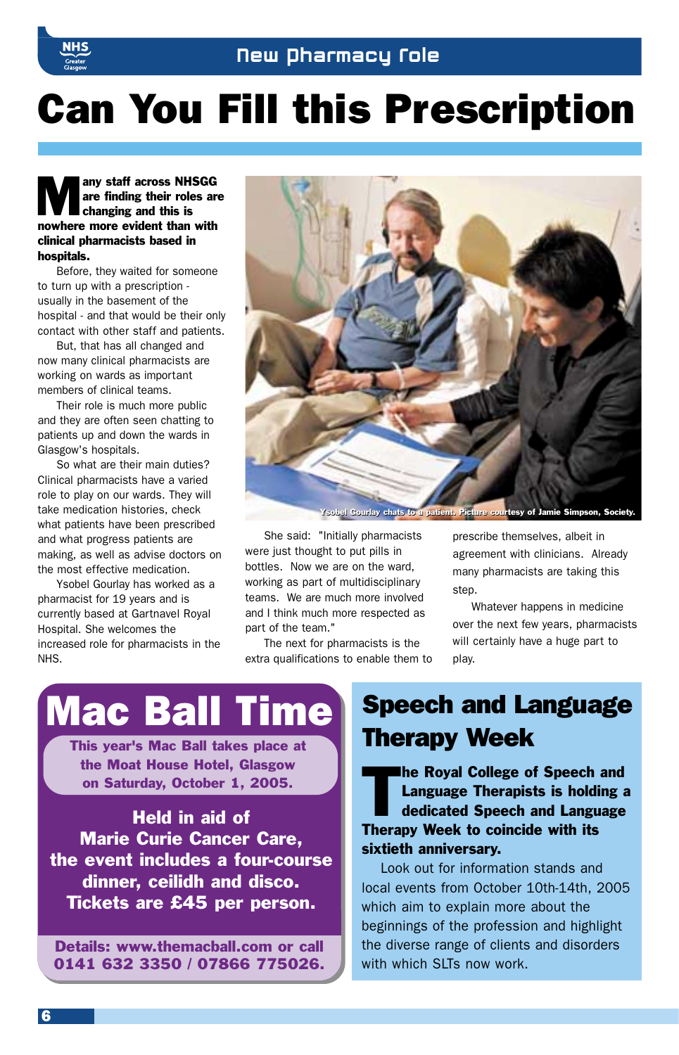# Can You Fill this Prescription

**Many staff across NHSGG are finding their roles are changing and this is nowhere more evident than with clinical pharmacists based in hospitals.**

Before, they waited for someone to turn up with a prescription - usually in the basement of the hospital - and that would be their only contact with other staff and patients.

But, that has all changed and now many clinical pharmacists are working on wards as important members of clinical teams.

Their role is much more public and they are often seen chatting to patients up and down the wards in Glasgow's hospitals.

So what are their main duties? Clinical pharmacists have a varied role to play on our wards. They will take medication histories, check what patients have been prescribed and what progress patients are making, as well as advise doctors on the most effective medication.

Ysobel Gourlay has worked as a pharmacist for 19 years and is currently based at Gartnavel Royal Hospital. She welcomes the increased role for pharmacists in the NHS.

Ysobel Gourlay chats to a patient. Picture courtesy of Jamie Simpson, Society.

She said: "Initially pharmacists were just thought to put pills in bottles. Now we are on the ward, working as part of multidisciplinary teams. We are much more involved and I think much more respected as part of the team."

The next for pharmacists is the extra qualifications to enable them to prescribe themselves, albeit in agreement with clinicians. Already many pharmacists are taking this step.

Whatever happens in medicine over the next few years, pharmacists will certainly have a huge part to play.

## Mac Ball Time

**This year's Mac Ball takes place at the Moat House Hotel, Glasgow on Saturday, October 1, 2005.**

**Held in aid of Marie Curie Cancer Care, the event includes a four-course dinner, ceilidh and disco. Tickets are £45 per person.**

**Details: www.themacball.com or call 0141 632 3350 / 07866 775026.**

## Speech and Language Therapy Week

**The Royal College of Speech and Language Therapists is holding a dedicated Speech and Language Therapy Week to coincide with its sixtieth anniversary.**

Look out for information stands and local events from October 10th-14th, 2005 which aim to explain more about the beginnings of the profession and highlight the diverse range of clients and disorders with which SLTs now work.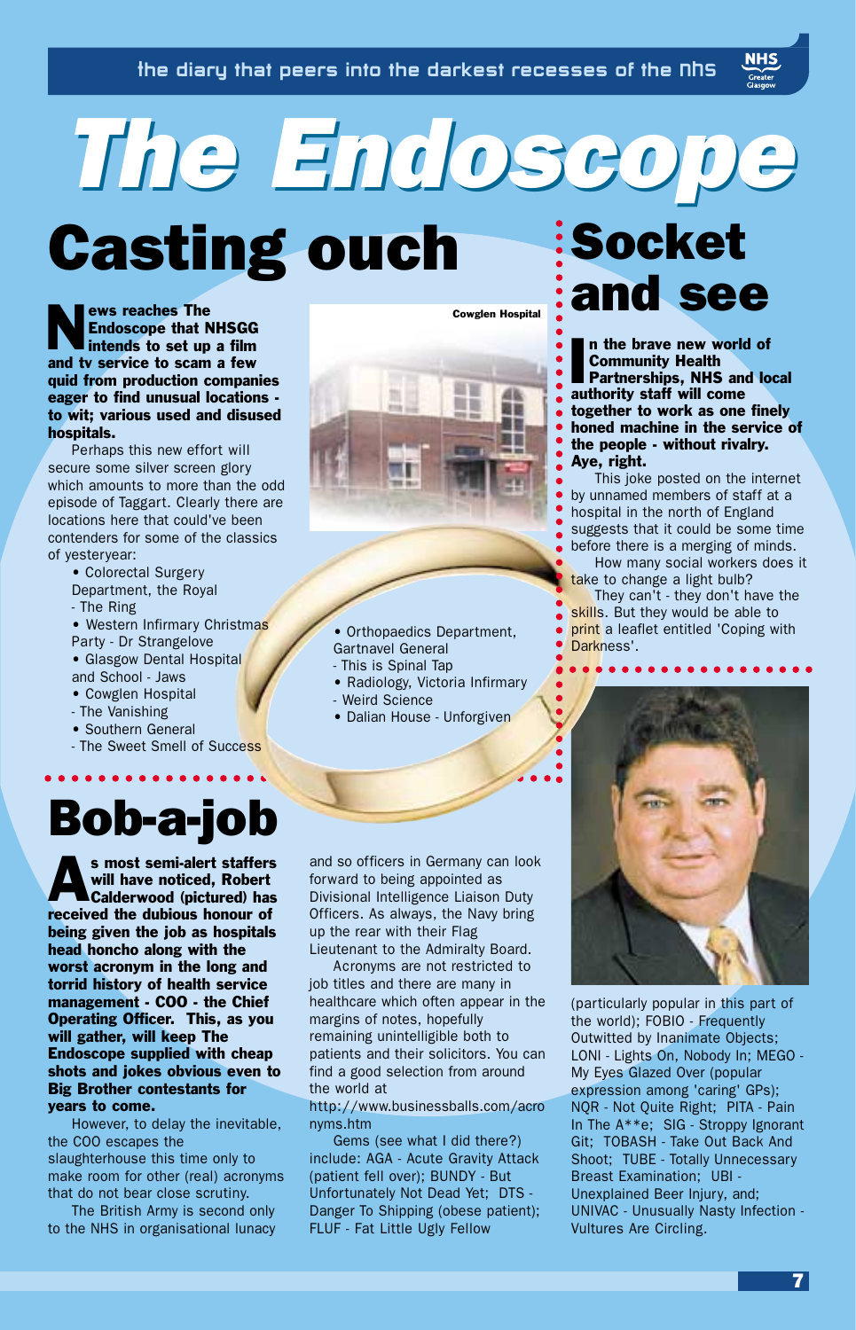# The Endoscope

## Casting ouch

**News reaches The Endoscope that NHSGG intends to set up a film and tv service to scam a few quid from production companies eager to find unusual locations - to wit; various used and disused hospitals.**

Perhaps this new effort will secure some silver screen glory which amounts to more than the odd episode of Taggart. Clearly there are locations here that could've been contenders for some of the classics of yesteryear:

- Colorectal Surgery Department, the Royal - The Ring
- Western Infirmary Christmas Party - Dr Strangelove
- Glasgow Dental Hospital and School - Jaws
- Cowglen Hospital - The Vanishing
- Southern General - The Sweet Smell of Success
- Orthopaedics Department, Gartnavel General - This is Spinal Tap
- Radiology, Victoria Infirmary - Weird Science
- Dalian House - Unforgiven

Cowglen Hospital

## Socket and see

**In the brave new world of Community Health Partnerships, NHS and local authority staff will come together to work as one finely honed machine in the service of the people - without rivalry. Aye, right.**

This joke posted on the internet by unnamed members of staff at a hospital in the north of England suggests that it could be some time before there is a merging of minds.

How many social workers does it take to change a light bulb?

They can't - they don't have the skills. But they would be able to print a leaflet entitled 'Coping with Darkness'.

## Bob-a-job

**As most semi-alert staffers will have noticed, Robert Calderwood (pictured) has received the dubious honour of being given the job as hospitals head honcho along with the worst acronym in the long and torrid history of health service management - COO - the Chief Operating Officer. This, as you will gather, will keep The Endoscope supplied with cheap shots and jokes obvious even to Big Brother contestants for years to come.**

However, to delay the inevitable, the COO escapes the slaughterhouse this time only to make room for other (real) acronyms that do not bear close scrutiny.

The British Army is second only to the NHS in organisational lunacy and so officers in Germany can look forward to being appointed as Divisional Intelligence Liaison Duty Officers. As always, the Navy bring up the rear with their Flag Lieutenant to the Admiralty Board.

Acronyms are not restricted to job titles and there are many in healthcare which often appear in the margins of notes, hopefully remaining unintelligible both to patients and their solicitors. You can find a good selection from around the world at http://www.businessballs.com/acronyms.htm

Gems (see what I did there?) include: AGA - Acute Gravity Attack (patient fell over); BUNDY - But Unfortunately Not Dead Yet; DTS - Danger To Shipping (obese patient); FLUF - Fat Little Ugly Fellow (particularly popular in this part of the world); FOBIO - Frequently Outwitted by Inanimate Objects; LONI - Lights On, Nobody In; MEGO - My Eyes Glazed Over (popular expression among 'caring' GPs); NQR - Not Quite Right; PITA - Pain In The A**e; SIG - Stroppy Ignorant Git; TOBASH - Take Out Back And Shoot; TUBE - Totally Unnecessary Breast Examination; UBI - Unexplained Beer Injury, and; UNIVAC - Unusually Nasty Infection - Vultures Are Circling.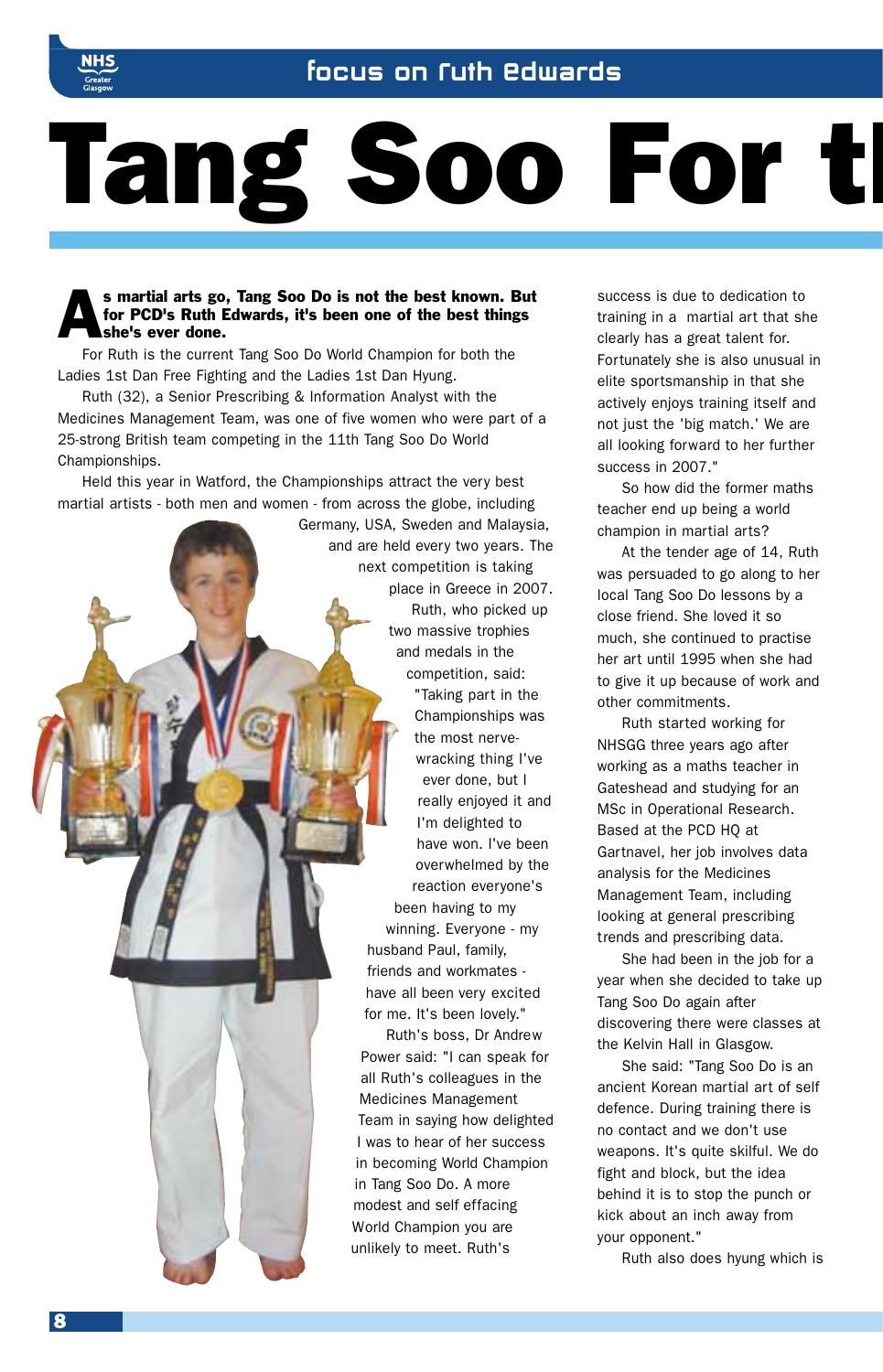# Tang Soo For tl

**As martial arts go, Tang Soo Do is not the best known. But for PCD's Ruth Edwards, it's been one of the best things she's ever done.**

For Ruth is the current Tang Soo Do World Champion for both the Ladies 1st Dan Free Fighting and the Ladies 1st Dan Hyung.

Ruth (32), a Senior Prescribing & Information Analyst with the Medicines Management Team, was one of five women who were part of a 25-strong British team competing in the 11th Tang Soo Do World Championships.

Held this year in Watford, the Championships attract the very best martial artists - both men and women - from across the globe, including Germany, USA, Sweden and Malaysia, and are held every two years. The next competition is taking place in Greece in 2007.

Ruth, who picked up two massive trophies and medals in the competition, said: "Taking part in the Championships was the most nerve-wracking thing I've ever done, but I really enjoyed it and I'm delighted to have won. I've been overwhelmed by the reaction everyone's been having to my winning. Everyone - my husband Paul, family, friends and workmates - have all been very excited for me. It's been lovely."

Ruth's boss, Dr Andrew Power said: "I can speak for all Ruth's colleagues in the Medicines Management Team in saying how delighted I was to hear of her success in becoming World Champion in Tang Soo Do. A more modest and self effacing World Champion you are unlikely to meet. Ruth's success is due to dedication to training in a martial art that she clearly has a great talent for. Fortunately she is also unusual in elite sportsmanship in that she actively enjoys training itself and not just the 'big match.' We are all looking forward to her further success in 2007."

So how did the former maths teacher end up being a world champion in martial arts?

At the tender age of 14, Ruth was persuaded to go along to her local Tang Soo Do lessons by a close friend. She loved it so much, she continued to practise her art until 1995 when she had to give it up because of work and other commitments.

Ruth started working for NHSGG three years ago after working as a maths teacher in Gateshead and studying for an MSc in Operational Research. Based at the PCD HQ at Gartnavel, her job involves data analysis for the Medicines Management Team, including looking at general prescribing trends and prescribing data.

She had been in the job for a year when she decided to take up Tang Soo Do again after discovering there were classes at the Kelvin Hall in Glasgow.

She said: "Tang Soo Do is an ancient Korean martial art of self defence. During training there is no contact and we don't use weapons. It's quite skilful. We do fight and block, but the idea behind it is to stop the punch or kick about an inch away from your opponent."

Ruth also does hyung which is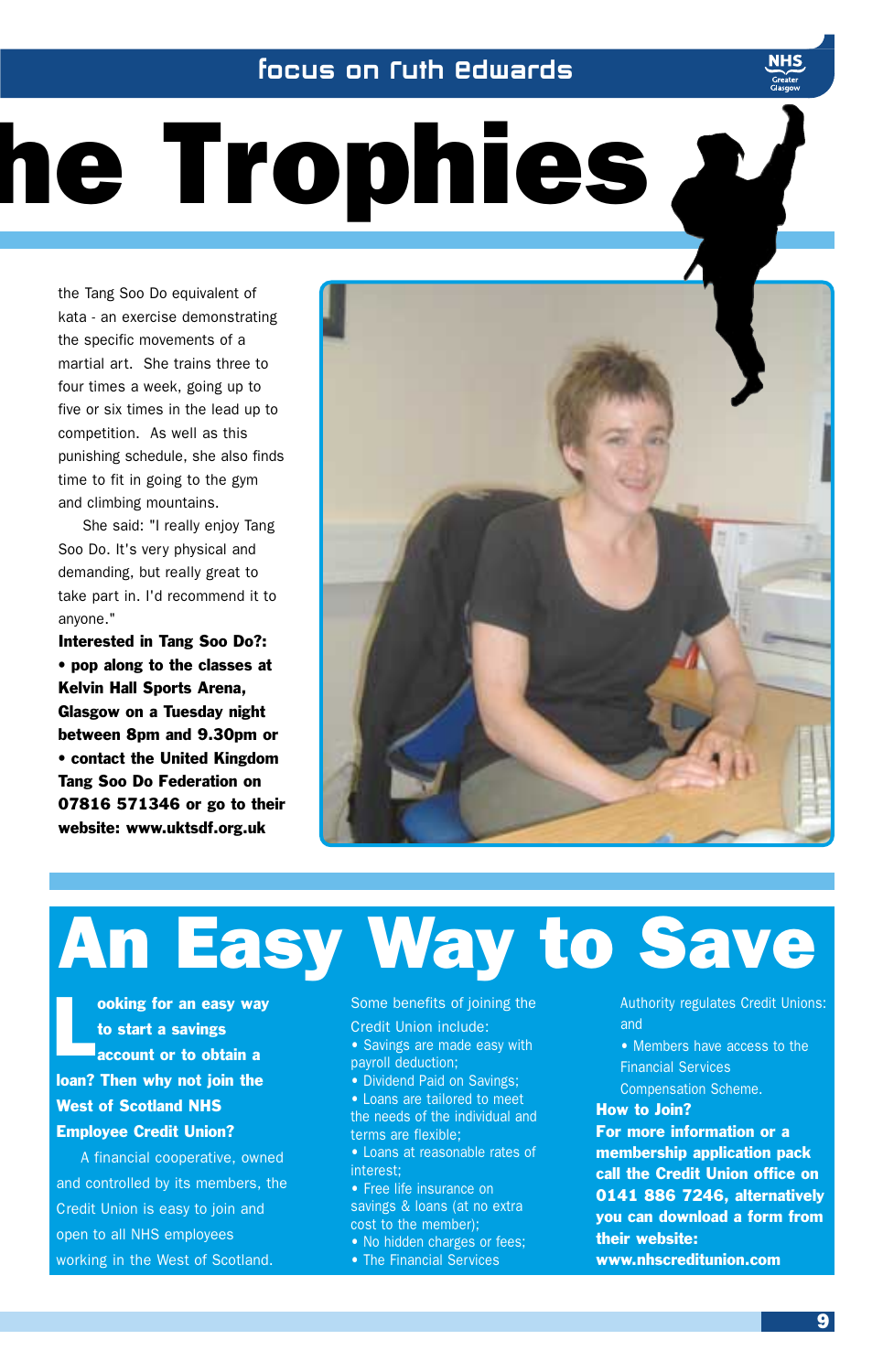# he Trophies

the Tang Soo Do equivalent of kata - an exercise demonstrating the specific movements of a martial art. She trains three to four times a week, going up to five or six times in the lead up to competition. As well as this punishing schedule, she also finds time to fit in going to the gym and climbing mountains.

She said: "I really enjoy Tang Soo Do. It's very physical and demanding, but really great to take part in. I'd recommend it to anyone."

**Interested in Tang Soo Do?:**

- **pop along to the classes at Kelvin Hall Sports Arena, Glasgow on a Tuesday night between 8pm and 9.30pm or**
- **contact the United Kingdom Tang Soo Do Federation on 07816 571346 or go to their website: www.uktsdf.org.uk**

# An Easy Way to Save

**Looking for an easy way to start a savings account or to obtain a loan? Then why not join the West of Scotland NHS Employee Credit Union?**

A financial cooperative, owned and controlled by its members, the Credit Union is easy to join and open to all NHS employees working in the West of Scotland.

Some benefits of joining the Credit Union include:

- Savings are made easy with payroll deduction;
- Dividend Paid on Savings;
- Loans are tailored to meet the needs of the individual and terms are flexible;
- Loans at reasonable rates of interest;
- Free life insurance on savings & loans (at no extra cost to the member);
- No hidden charges or fees;
- The Financial Services Authority regulates Credit Unions: and
- Members have access to the Financial Services Compensation Scheme.

**How to Join?**

**For more information or a membership application pack call the Credit Union office on 0141 886 7246, alternatively you can download a form from their website: www.nhscreditunion.com**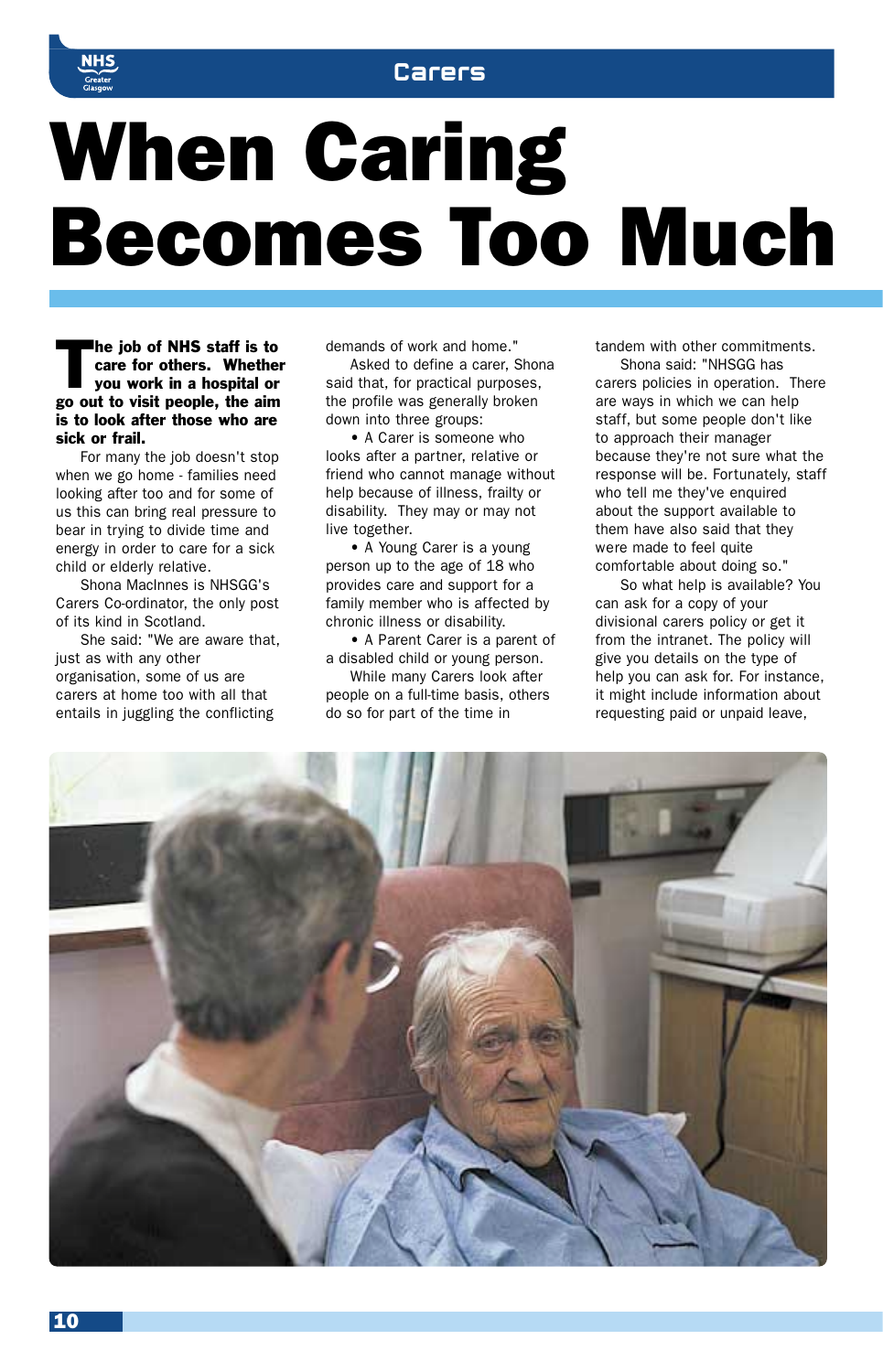# When Caring Becomes Too Much

**The job of NHS staff is to care for others. Whether you work in a hospital or go out to visit people, the aim is to look after those who are sick or frail.**

For many the job doesn't stop when we go home - families need looking after too and for some of us this can bring real pressure to bear in trying to divide time and energy in order to care for a sick child or elderly relative.

Shona MacInnes is NHSGG's Carers Co-ordinator, the only post of its kind in Scotland.

She said: "We are aware that, just as with any other organisation, some of us are carers at home too with all that entails in juggling the conflicting demands of work and home."

Asked to define a carer, Shona said that, for practical purposes, the profile was generally broken down into three groups:

- A Carer is someone who looks after a partner, relative or friend who cannot manage without help because of illness, frailty or disability. They may or may not live together.
- A Young Carer is a young person up to the age of 18 who provides care and support for a family member who is affected by chronic illness or disability.
- A Parent Carer is a parent of a disabled child or young person.

While many Carers look after people on a full-time basis, others do so for part of the time in tandem with other commitments.

Shona said: "NHSGG has carers policies in operation. There are ways in which we can help staff, but some people don't like to approach their manager because they're not sure what the response will be. Fortunately, staff who tell me they've enquired about the support available to them have also said that they were made to feel quite comfortable about doing so."

So what help is available? You can ask for a copy of your divisional carers policy or get it from the intranet. The policy will give you details on the type of help you can ask for. For instance, it might include information about requesting paid or unpaid leave,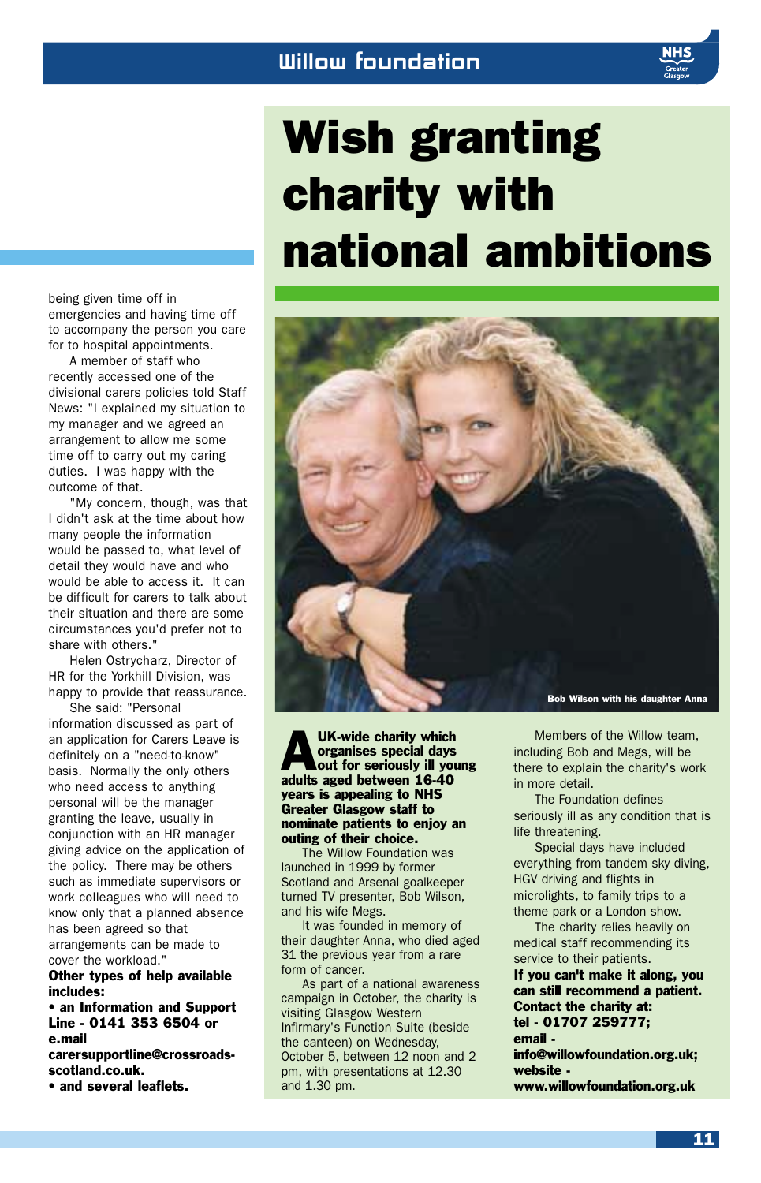being given time off in emergencies and having time off to accompany the person you care for to hospital appointments.

A member of staff who recently accessed one of the divisional carers policies told Staff News: "I explained my situation to my manager and we agreed an arrangement to allow me some time off to carry out my caring duties. I was happy with the outcome of that.

"My concern, though, was that I didn't ask at the time about how many people the information would be passed to, what level of detail they would have and who would be able to access it. It can be difficult for carers to talk about their situation and there are some circumstances you'd prefer not to share with others."

Helen Ostrycharz, Director of HR for the Yorkhill Division, was happy to provide that reassurance.

She said: "Personal information discussed as part of an application for Carers Leave is definitely on a "need-to-know" basis. Normally the only others who need access to anything personal will be the manager granting the leave, usually in conjunction with an HR manager giving advice on the application of the policy. There may be others such as immediate supervisors or work colleagues who will need to know only that a planned absence has been agreed so that arrangements can be made to cover the workload."

**Other types of help available includes:**

- **an Information and Support Line - 0141 353 6504 or e.mail carersupportline@crossroads-scotland.co.uk.**
- **and several leaflets.**

# Wish granting charity with national ambitions

Bob Wilson with his daughter Anna

**A UK-wide charity which organises special days out for seriously ill young adults aged between 16-40 years is appealing to NHS Greater Glasgow staff to nominate patients to enjoy an outing of their choice.**

The Willow Foundation was launched in 1999 by former Scotland and Arsenal goalkeeper turned TV presenter, Bob Wilson, and his wife Megs.

It was founded in memory of their daughter Anna, who died aged 31 the previous year from a rare form of cancer.

As part of a national awareness campaign in October, the charity is visiting Glasgow Western Infirmary's Function Suite (beside the canteen) on Wednesday, October 5, between 12 noon and 2 pm, with presentations at 12.30 and 1.30 pm.

Members of the Willow team, including Bob and Megs, will be there to explain the charity's work in more detail.

The Foundation defines seriously ill as any condition that is life threatening.

Special days have included everything from tandem sky diving, HGV driving and flights in microlights, to family trips to a theme park or a London show.

The charity relies heavily on medical staff recommending its service to their patients.

**If you can't make it along, you can still recommend a patient. Contact the charity at:**
**tel - 01707 259777;**
**email - info@willowfoundation.org.uk;**
**website - www.willowfoundation.org.uk**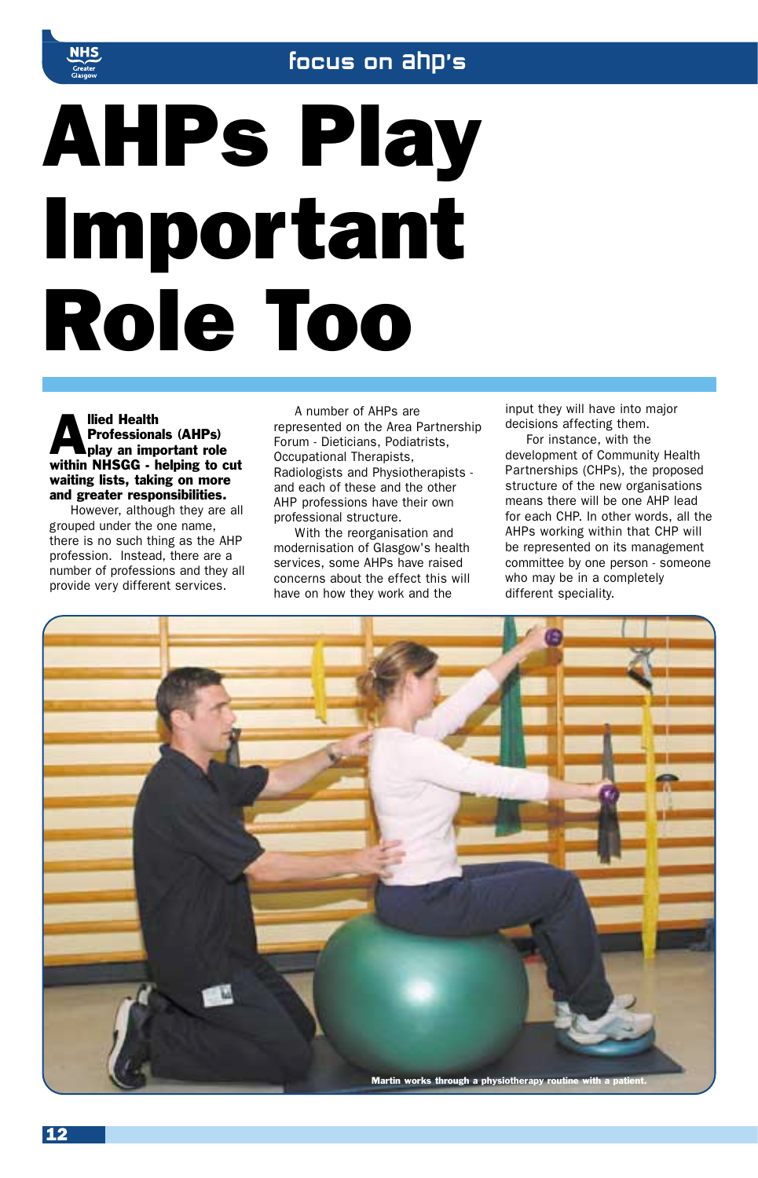# AHPs Play Important Role Too

**Allied Health Professionals (AHPs) play an important role within NHSGG - helping to cut waiting lists, taking on more and greater responsibilities.**

However, although they are all grouped under the one name, there is no such thing as the AHP profession. Instead, there are a number of professions and they all provide very different services.

A number of AHPs are represented on the Area Partnership Forum - Dieticians, Podiatrists, Occupational Therapists, Radiologists and Physiotherapists - and each of these and the other AHP professions have their own professional structure.

With the reorganisation and modernisation of Glasgow's health services, some AHPs have raised concerns about the effect this will have on how they work and the input they will have into major decisions affecting them.

For instance, with the development of Community Health Partnerships (CHPs), the proposed structure of the new organisations means there will be one AHP lead for each CHP. In other words, all the AHPs working within that CHP will be represented on its management committee by one person - someone who may be in a completely different speciality.

Martin works through a physiotherapy routine with a patient.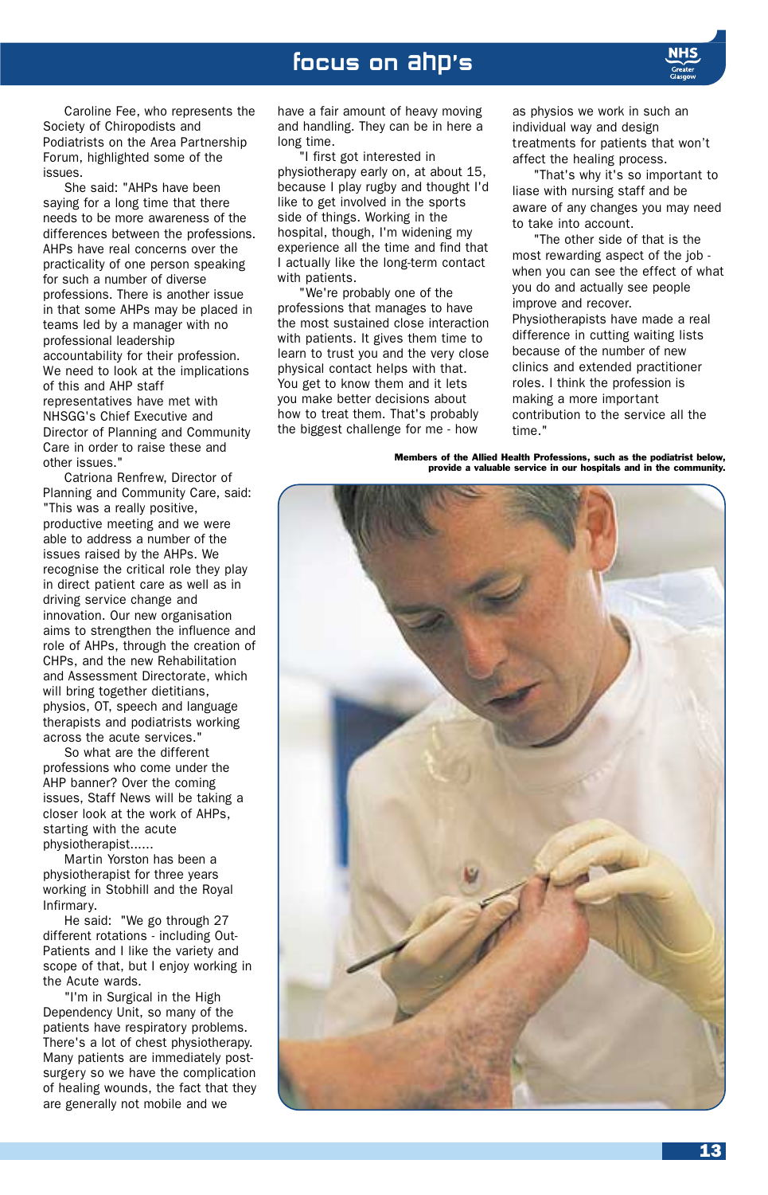Caroline Fee, who represents the Society of Chiropodists and Podiatrists on the Area Partnership Forum, highlighted some of the issues.

She said: "AHPs have been saying for a long time that there needs to be more awareness of the differences between the professions. AHPs have real concerns over the practicality of one person speaking for such a number of diverse professions. There is another issue in that some AHPs may be placed in teams led by a manager with no professional leadership accountability for their profession. We need to look at the implications of this and AHP staff representatives have met with NHSGG's Chief Executive and Director of Planning and Community Care in order to raise these and other issues."

Catriona Renfrew, Director of Planning and Community Care, said: "This was a really positive, productive meeting and we were able to address a number of the issues raised by the AHPs. We recognise the critical role they play in direct patient care as well as in driving service change and innovation. Our new organisation aims to strengthen the influence and role of AHPs, through the creation of CHPs, and the new Rehabilitation and Assessment Directorate, which will bring together dietitians, physios, OT, speech and language therapists and podiatrists working across the acute services."

So what are the different professions who come under the AHP banner? Over the coming issues, Staff News will be taking a closer look at the work of AHPs, starting with the acute physiotherapist......

Martin Yorston has been a physiotherapist for three years working in Stobhill and the Royal Infirmary.

He said: "We go through 27 different rotations - including Out-Patients and I like the variety and scope of that, but I enjoy working in the Acute wards.

"I'm in Surgical in the High Dependency Unit, so many of the patients have respiratory problems. There's a lot of chest physiotherapy. Many patients are immediately post-surgery so we have the complication of healing wounds, the fact that they are generally not mobile and we have a fair amount of heavy moving and handling. They can be in here a long time.

"I first got interested in physiotherapy early on, at about 15, because I play rugby and thought I'd like to get involved in the sports side of things. Working in the hospital, though, I'm widening my experience all the time and find that I actually like the long-term contact with patients.

"We're probably one of the professions that manages to have the most sustained close interaction with patients. It gives them time to learn to trust you and the very close physical contact helps with that. You get to know them and it lets you make better decisions about how to treat them. That's probably the biggest challenge for me - how as physios we work in such an individual way and design treatments for patients that won't affect the healing process.

"That's why it's so important to liase with nursing staff and be aware of any changes you may need to take into account.

"The other side of that is the most rewarding aspect of the job - when you can see the effect of what you do and actually see people improve and recover. Physiotherapists have made a real difference in cutting waiting lists because of the number of new clinics and extended practitioner roles. I think the profession is making a more important contribution to the service all the time."

**Members of the Allied Health Professions, such as the podiatrist below, provide a valuable service in our hospitals and in the community.**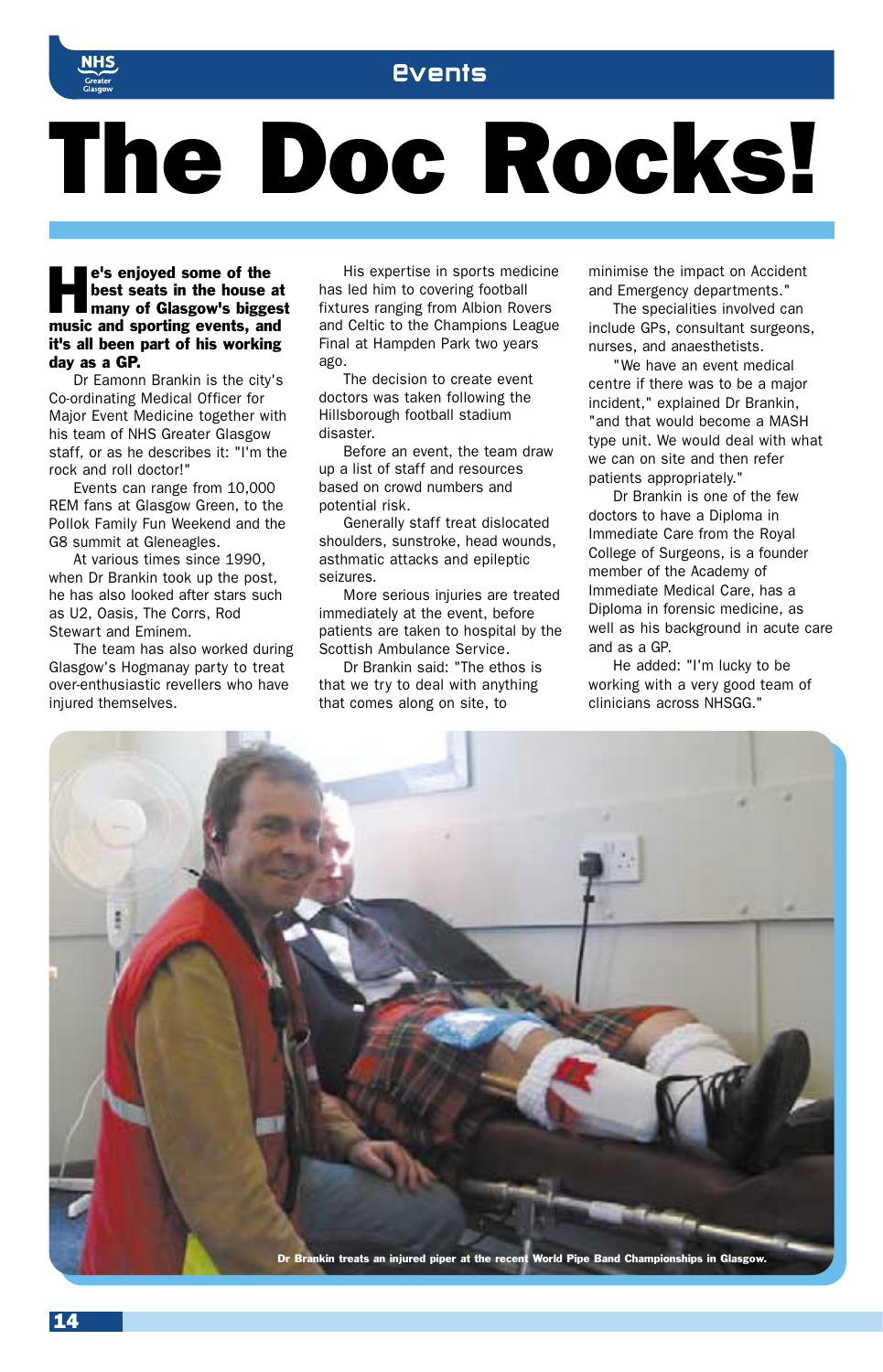# The Doc Rocks!

**He's enjoyed some of the best seats in the house at many of Glasgow's biggest music and sporting events, and it's all been part of his working day as a GP.**

Dr Eamonn Brankin is the city's Co-ordinating Medical Officer for Major Event Medicine together with his team of NHS Greater Glasgow staff, or as he describes it: "I'm the rock and roll doctor!"

Events can range from 10,000 REM fans at Glasgow Green, to the Pollok Family Fun Weekend and the G8 summit at Gleneagles.

At various times since 1990, when Dr Brankin took up the post, he has also looked after stars such as U2, Oasis, The Corrs, Rod Stewart and Eminem.

The team has also worked during Glasgow's Hogmanay party to treat over-enthusiastic revellers who have injured themselves.

His expertise in sports medicine has led him to covering football fixtures ranging from Albion Rovers and Celtic to the Champions League Final at Hampden Park two years ago.

The decision to create event doctors was taken following the Hillsborough football stadium disaster.

Before an event, the team draw up a list of staff and resources based on crowd numbers and potential risk.

Generally staff treat dislocated shoulders, sunstroke, head wounds, asthmatic attacks and epileptic seizures.

More serious injuries are treated immediately at the event, before patients are taken to hospital by the Scottish Ambulance Service.

Dr Brankin said: "The ethos is that we try to deal with anything that comes along on site, to minimise the impact on Accident and Emergency departments."

The specialities involved can include GPs, consultant surgeons, nurses, and anaesthetists.

"We have an event medical centre if there was to be a major incident," explained Dr Brankin, "and that would become a MASH type unit. We would deal with what we can on site and then refer patients appropriately."

Dr Brankin is one of the few doctors to have a Diploma in Immediate Care from the Royal College of Surgeons, is a founder member of the Academy of Immediate Medical Care, has a Diploma in forensic medicine, as well as his background in acute care and as a GP.

He added: "I'm lucky to be working with a very good team of clinicians across NHSGG."

Dr Brankin treats an injured piper at the recent World Pipe Band Championships in Glasgow.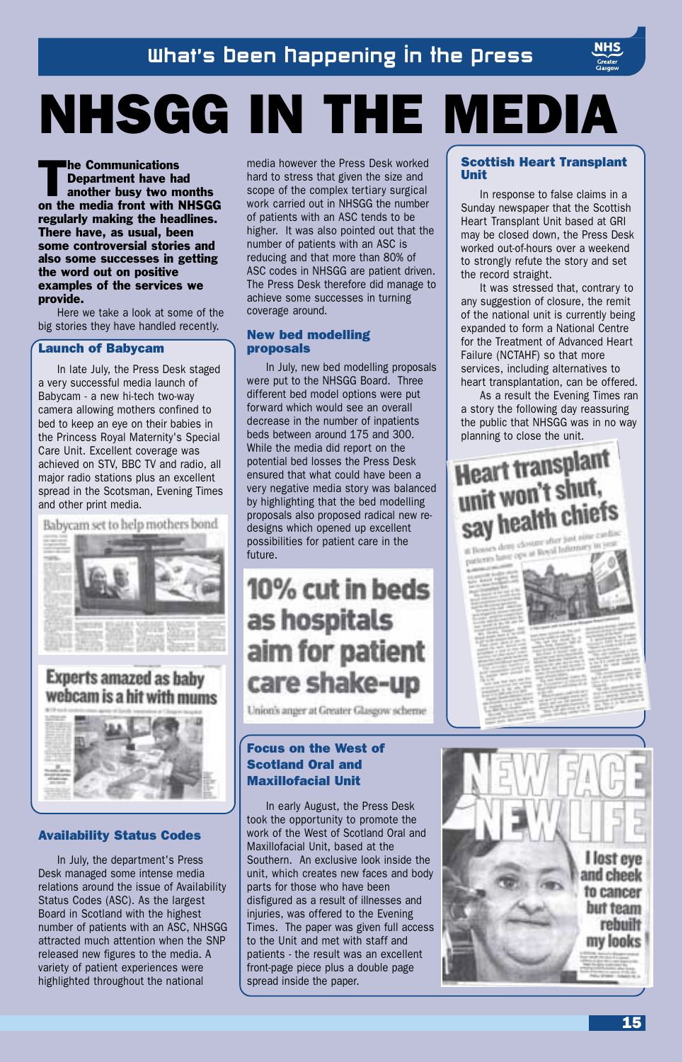# NHSGG IN THE MEDIA

**The Communications Department have had another busy two months on the media front with NHSGG regularly making the headlines. There have, as usual, been some controversial stories and also some successes in getting the word out on positive examples of the services we provide.**

Here we take a look at some of the big stories they have handled recently.

## Launch of Babycam

In late July, the Press Desk staged a very successful media launch of Babycam - a new hi-tech two-way camera allowing mothers confined to bed to keep an eye on their babies in the Princess Royal Maternity's Special Care Unit. Excellent coverage was achieved on STV, BBC TV and radio, all major radio stations plus an excellent spread in the Scotsman, Evening Times and other print media.

Babycam set to help mothers bond

Experts amazed as baby webcam is a hit with mums

## Availability Status Codes

In July, the department's Press Desk managed some intense media relations around the issue of Availability Status Codes (ASC). As the largest Board in Scotland with the highest number of patients with an ASC, NHSGG attracted much attention when the SNP released new figures to the media. A variety of patient experiences were highlighted throughout the national media however the Press Desk worked hard to stress that given the size and scope of the complex tertiary surgical work carried out in NHSGG the number of patients with an ASC tends to be higher. It was also pointed out that the number of patients with an ASC is reducing and that more than 80% of ASC codes in NHSGG are patient driven. The Press Desk therefore did manage to achieve some successes in turning coverage around.

## New bed modelling proposals

In July, new bed modelling proposals were put to the NHSGG Board. Three different bed model options were put forward which would see an overall decrease in the number of inpatients beds between around 175 and 300. While the media did report on the potential bed losses the Press Desk ensured that what could have been a very negative media story was balanced by highlighting that the bed modelling proposals also proposed radical new re-designs which opened up excellent possibilities for patient care in the future.

10% cut in beds as hospitals aim for patient care shake-up

Union's anger at Greater Glasgow scheme

## Focus on the West of Scotland Oral and Maxillofacial Unit

In early August, the Press Desk took the opportunity to promote the work of the West of Scotland Oral and Maxillofacial Unit, based at the Southern. An exclusive look inside the unit, which creates new faces and body parts for those who have been disfigured as a result of illnesses and injuries, was offered to the Evening Times. The paper was given full access to the Unit and met with staff and patients - the result was an excellent front-page piece plus a double page spread inside the paper.

## Scottish Heart Transplant Unit

In response to false claims in a Sunday newspaper that the Scottish Heart Transplant Unit based at GRI may be closed down, the Press Desk worked out-of-hours over a weekend to strongly refute the story and set the record straight.

It was stressed that, contrary to any suggestion of closure, the remit of the national unit is currently being expanded to form a National Centre for the Treatment of Advanced Heart Failure (NCTAHF) so that more services, including alternatives to heart transplantation, can be offered.

As a result the Evening Times ran a story the following day reassuring the public that NHSGG was in no way planning to close the unit.

Heart transplant unit won't shut, say health chiefs

NEW FACE NEW LIFE

I lost eye and cheek to cancer but team rebuilt my looks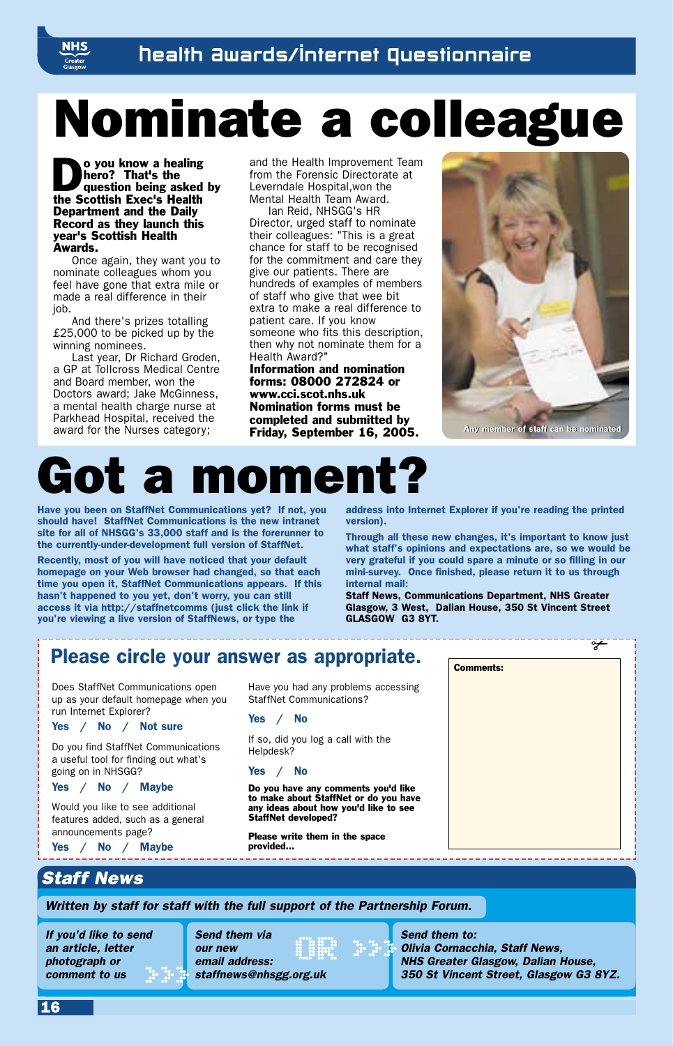# Nominate a colleague

**Do you know a healing hero? That's the question being asked by the Scottish Exec's Health Department and the Daily Record as they launch this year's Scottish Health Awards.**

Once again, they want you to nominate colleagues whom you feel have gone that extra mile or made a real difference in their job.

And there's prizes totalling £25,000 to be picked up by the winning nominees.

Last year, Dr Richard Groden, a GP at Tollcross Medical Centre and Board member, won the Doctors award; Jake McGinness, a mental health charge nurse at Parkhead Hospital, received the award for the Nurses category; and the Health Improvement Team from the Forensic Directorate at Leverndale Hospital,won the Mental Health Team Award.

Ian Reid, NHSGG's HR Director, urged staff to nominate their colleagues: "This is a great chance for staff to be recognised for the commitment and care they give our patients. There are hundreds of examples of members of staff who give that wee bit extra to make a real difference to patient care. If you know someone who fits this description, then why not nominate them for a Health Award?"

**Information and nomination forms: 08000 272824 or www.cci.scot.nhs.uk**

**Nomination forms must be completed and submitted by Friday, September 16, 2005.**

Any member of staff can be nominated

# Got a moment?

**Have you been on StaffNet Communications yet? If not, you should have! StaffNet Communications is the new intranet site for all of NHSGG's 33,000 staff and is the forerunner to the currently-under-development full version of StaffNet.**

**Recently, most of you will have noticed that your default homepage on your Web browser had changed, so that each time you open it, StaffNet Communications appears. If this hasn't happened to you yet, don't worry, you can still access it via http://staffnetcomms (just click the link if you're viewing a live version of StaffNews, or type the address into Internet Explorer if you're reading the printed version).**

**Through all these new changes, it's important to know just what staff's opinions and expectations are, so we would be very grateful if you could spare a minute or so filling in our mini-survey. Once finished, please return it to us through internal mail:**

**Staff News, Communications Department, NHS Greater Glasgow, 3 West, Dalian House, 350 St Vincent Street GLASGOW G3 8YT.**

## Please circle your answer as appropriate.

Does StaffNet Communications open up as your default homepage when you run Internet Explorer?

**Yes / No / Not sure**

Do you find StaffNet Communications a useful tool for finding out what's going on in NHSGG?

**Yes / No / Maybe**

Would you like to see additional features added, such as a general announcements page?

**Yes / No / Maybe**

Have you had any problems accessing StaffNet Communications?

**Yes / No**

If so, did you log a call with the Helpdesk?

**Yes / No**

**Do you have any comments you'd like to make about StaffNet or do you have any ideas about how you'd like to see StaffNet developed?**

**Please write them in the space provided...**

**Comments:**

## *Staff News*

***Written by staff for staff with the full support of the Partnership Forum.***

***If you'd like to send an article, letter photograph or comment to us***

***Send them via our new email address: staffnews@nhsgg.org.uk***

OR

***Send them to: Olivia Cornacchia, Staff News, NHS Greater Glasgow, Dalian House, 350 St Vincent Street, Glasgow G3 8YZ.***